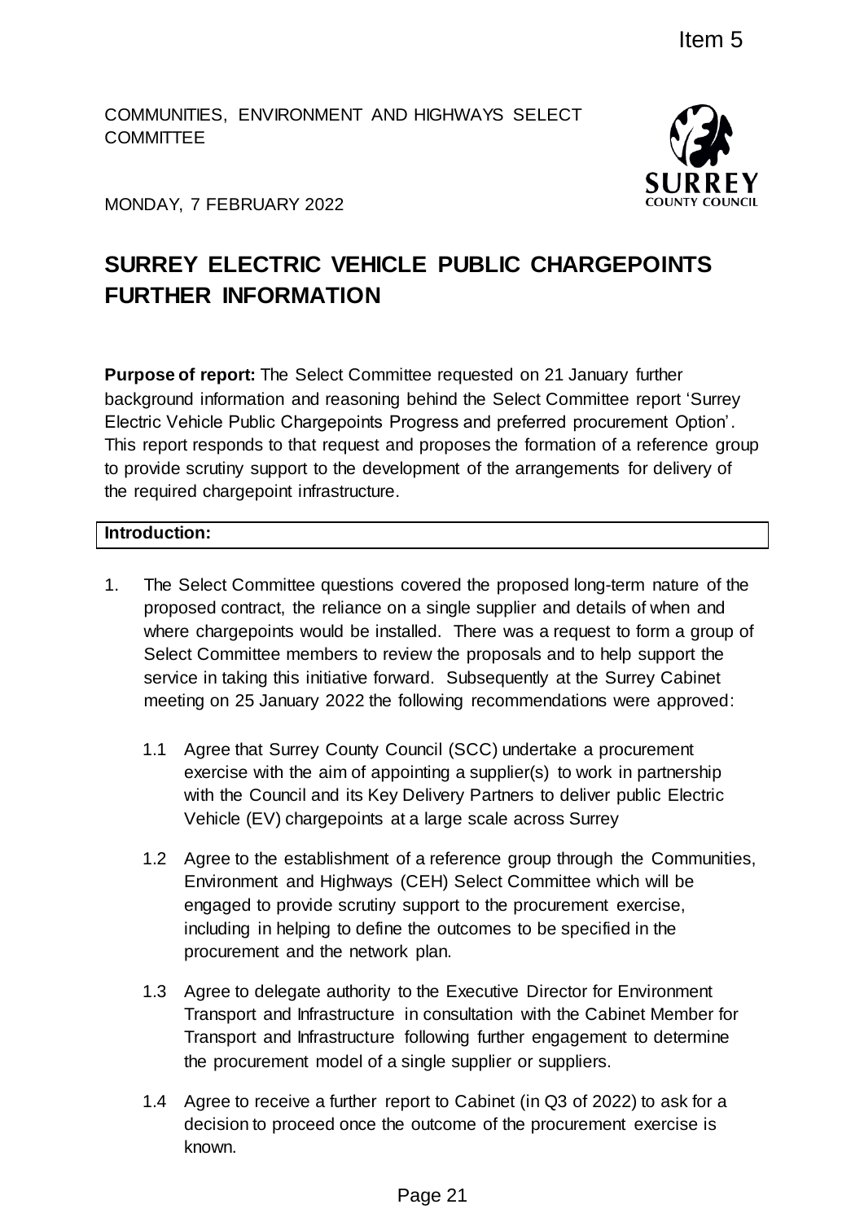Item 5

COMMUNITIES, ENVIRONMENT AND HIGHWAYS SELECT COMMITTEE

MONDAY, 7 FEBRUARY 2022

# SURREY ELECTRIC VEHICLE PUBLIC CHARGEPOINTS FURTHER INFORMATION

**Purpose of report:** The Select Committee requested on 21 January further background information and reasoning behind the Select Committee report 'Surrey Electric Vehicle Public Chargepoints Progress and preferred procurement Option'. This report responds to that request and proposes the formation of a reference group to provide scrutiny support to the development of the arrangements for delivery of the required chargepoint infrastructure.

## Introduction:

1. The Select Committee questions covered the proposed long-term nature of the proposed contract, the reliance on a single supplier and details of when and where chargepoints would be installed. There was a request to form a group of Select Committee members to review the proposals and to help support the service in taking this initiative forward. Subsequently at the Surrey Cabinet meeting on 25 January 2022 the following recommendations were approved:

   1.1 Agree that Surrey County Council (SCC) undertake a procurement exercise with the aim of appointing a supplier(s) to work in partnership with the Council and its Key Delivery Partners to deliver public Electric Vehicle (EV) chargepoints at a large scale across Surrey

   1.2 Agree to the establishment of a reference group through the Communities, Environment and Highways (CEH) Select Committee which will be engaged to provide scrutiny support to the procurement exercise, including in helping to define the outcomes to be specified in the procurement and the network plan.

   1.3 Agree to delegate authority to the Executive Director for Environment Transport and Infrastructure in consultation with the Cabinet Member for Transport and Infrastructure following further engagement to determine the procurement model of a single supplier or suppliers.

   1.4 Agree to receive a further report to Cabinet (in Q3 of 2022) to ask for a decision to proceed once the outcome of the procurement exercise is known.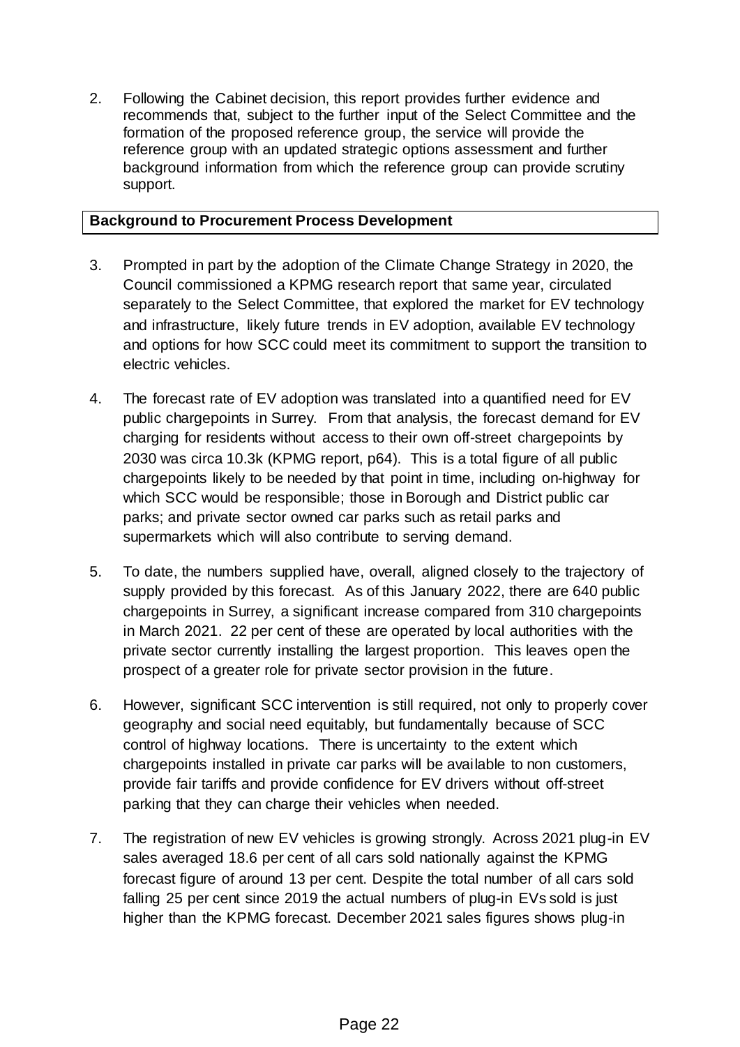2. Following the Cabinet decision, this report provides further evidence and recommends that, subject to the further input of the Select Committee and the formation of the proposed reference group, the service will provide the reference group with an updated strategic options assessment and further background information from which the reference group can provide scrutiny support.

**Background to Procurement Process Development**

3. Prompted in part by the adoption of the Climate Change Strategy in 2020, the Council commissioned a KPMG research report that same year, circulated separately to the Select Committee, that explored the market for EV technology and infrastructure, likely future trends in EV adoption, available EV technology and options for how SCC could meet its commitment to support the transition to electric vehicles.

4. The forecast rate of EV adoption was translated into a quantified need for EV public chargepoints in Surrey. From that analysis, the forecast demand for EV charging for residents without access to their own off-street chargepoints by 2030 was circa 10.3k (KPMG report, p64). This is a total figure of all public chargepoints likely to be needed by that point in time, including on-highway for which SCC would be responsible; those in Borough and District public car parks; and private sector owned car parks such as retail parks and supermarkets which will also contribute to serving demand.

5. To date, the numbers supplied have, overall, aligned closely to the trajectory of supply provided by this forecast. As of this January 2022, there are 640 public chargepoints in Surrey, a significant increase compared from 310 chargepoints in March 2021. 22 per cent of these are operated by local authorities with the private sector currently installing the largest proportion. This leaves open the prospect of a greater role for private sector provision in the future.

6. However, significant SCC intervention is still required, not only to properly cover geography and social need equitably, but fundamentally because of SCC control of highway locations. There is uncertainty to the extent which chargepoints installed in private car parks will be available to non customers, provide fair tariffs and provide confidence for EV drivers without off-street parking that they can charge their vehicles when needed.

7. The registration of new EV vehicles is growing strongly. Across 2021 plug-in EV sales averaged 18.6 per cent of all cars sold nationally against the KPMG forecast figure of around 13 per cent. Despite the total number of all cars sold falling 25 per cent since 2019 the actual numbers of plug-in EVs sold is just higher than the KPMG forecast. December 2021 sales figures shows plug-in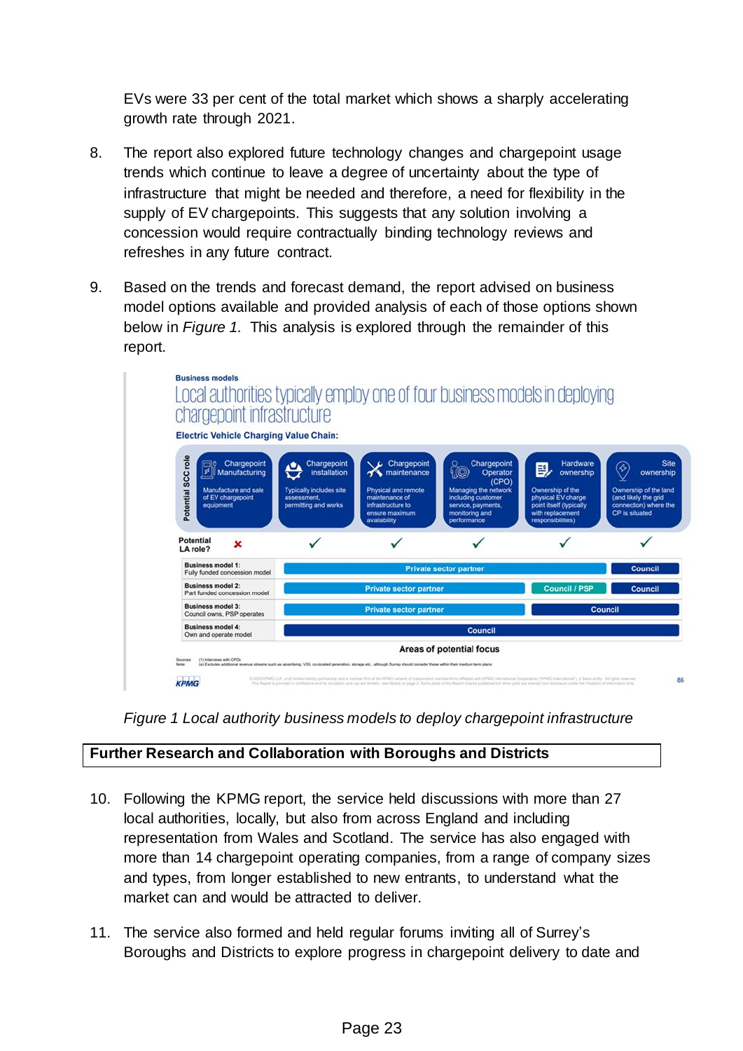EVs were 33 per cent of the total market which shows a sharply accelerating growth rate through 2021.

8. The report also explored future technology changes and chargepoint usage trends which continue to leave a degree of uncertainty about the type of infrastructure that might be needed and therefore, a need for flexibility in the supply of EV chargepoints. This suggests that any solution involving a concession would require contractually binding technology reviews and refreshes in any future contract.

9. Based on the trends and forecast demand, the report advised on business model options available and provided analysis of each of those options shown below in *Figure 1.* This analysis is explored through the remainder of this report.

**Business models**

Local authorities typically employ one of four business models in deploying chargepoint infrastructure

**Electric Vehicle Charging Value Chain:**

| Potential SCC role | Chargepoint Manufacturing | Chargepoint installation | Chargepoint maintenance | Chargepoint Operator (CPO) | Hardware ownership | Site ownership |
|---|---|---|---|---|---|---|
| | Manufacture and sale of EV chargepoint equipment | Typically includes site assessment, permitting and works | Physical and remote maintenance of infrastructure to ensure maximum availability | Managing the network including customer service, payments, monitoring and performance | Ownership of the physical EV charge point itself (typically with replacement responsibilities) | Ownership of the land (and likely the grid connection) where the CP is situated |
| **Potential LA role?** | ✗ | ✓ | ✓ | ✓ | ✓ | ✓ |
| **Business model 1:** Fully funded concession model | | Private sector partner | Private sector partner | Private sector partner | Private sector partner | Council |
| **Business model 2:** Part funded concession model | | Private sector partner | Private sector partner | Private sector partner | Council / PSP | Council |
| **Business model 3:** Council owns, PSP operates | | Private sector partner | Private sector partner | Private sector partner | Council | Council |
| **Business model 4:** Own and operate model | | Council | Council | Council | Council | Council |

Areas of potential focus

Sources: (1) Interviews with CPOs
Note: (a) Excludes additional revenue streams such as advertising, V2G, co-located generation, storage etc., although Surrey should consider these within their medium term plans

*Figure 1 Local authority business models to deploy chargepoint infrastructure*

## Further Research and Collaboration with Boroughs and Districts

10. Following the KPMG report, the service held discussions with more than 27 local authorities, locally, but also from across England and including representation from Wales and Scotland. The service has also engaged with more than 14 chargepoint operating companies, from a range of company sizes and types, from longer established to new entrants, to understand what the market can and would be attracted to deliver.

11. The service also formed and held regular forums inviting all of Surrey's Boroughs and Districts to explore progress in chargepoint delivery to date and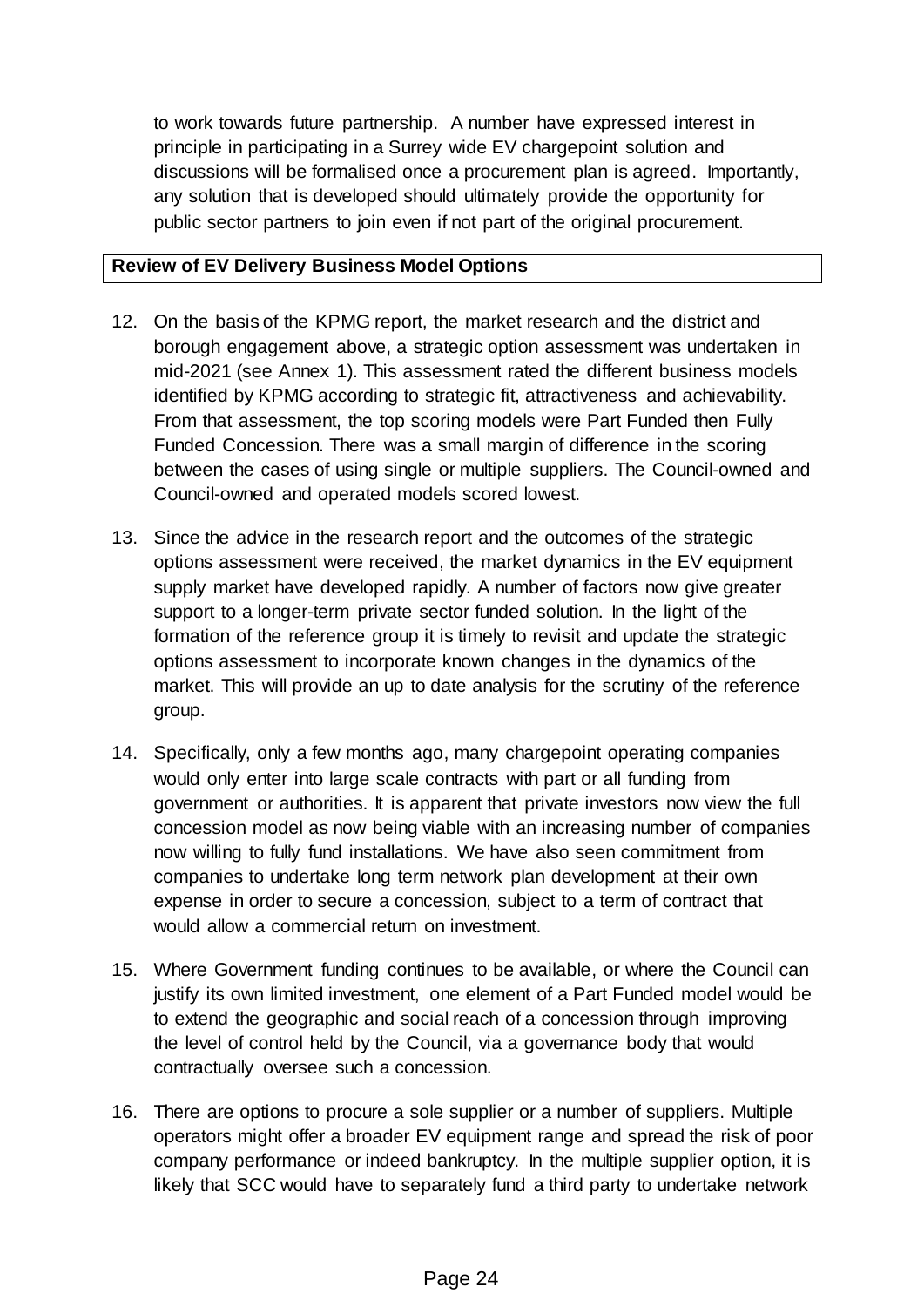to work towards future partnership. A number have expressed interest in principle in participating in a Surrey wide EV chargepoint solution and discussions will be formalised once a procurement plan is agreed. Importantly, any solution that is developed should ultimately provide the opportunity for public sector partners to join even if not part of the original procurement.

**Review of EV Delivery Business Model Options**

12. On the basis of the KPMG report, the market research and the district and borough engagement above, a strategic option assessment was undertaken in mid-2021 (see Annex 1). This assessment rated the different business models identified by KPMG according to strategic fit, attractiveness and achievability. From that assessment, the top scoring models were Part Funded then Fully Funded Concession. There was a small margin of difference in the scoring between the cases of using single or multiple suppliers. The Council-owned and Council-owned and operated models scored lowest.

13. Since the advice in the research report and the outcomes of the strategic options assessment were received, the market dynamics in the EV equipment supply market have developed rapidly. A number of factors now give greater support to a longer-term private sector funded solution. In the light of the formation of the reference group it is timely to revisit and update the strategic options assessment to incorporate known changes in the dynamics of the market. This will provide an up to date analysis for the scrutiny of the reference group.

14. Specifically, only a few months ago, many chargepoint operating companies would only enter into large scale contracts with part or all funding from government or authorities. It is apparent that private investors now view the full concession model as now being viable with an increasing number of companies now willing to fully fund installations. We have also seen commitment from companies to undertake long term network plan development at their own expense in order to secure a concession, subject to a term of contract that would allow a commercial return on investment.

15. Where Government funding continues to be available, or where the Council can justify its own limited investment, one element of a Part Funded model would be to extend the geographic and social reach of a concession through improving the level of control held by the Council, via a governance body that would contractually oversee such a concession.

16. There are options to procure a sole supplier or a number of suppliers. Multiple operators might offer a broader EV equipment range and spread the risk of poor company performance or indeed bankruptcy. In the multiple supplier option, it is likely that SCC would have to separately fund a third party to undertake network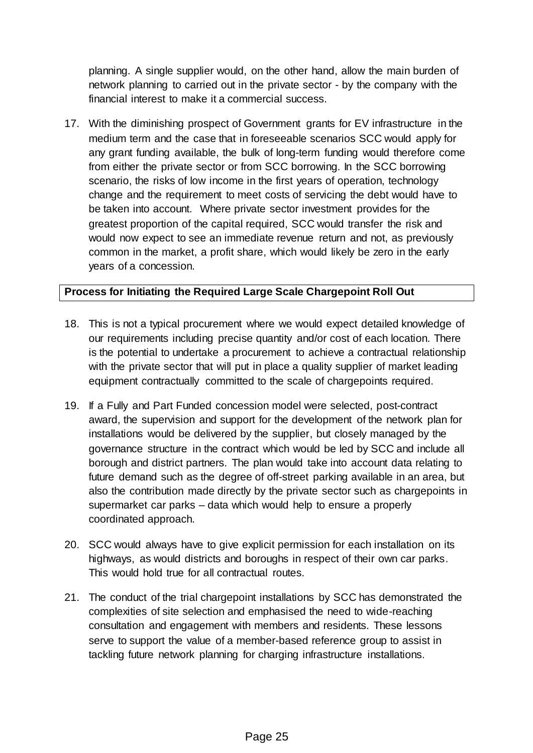planning. A single supplier would, on the other hand, allow the main burden of network planning to carried out in the private sector - by the company with the financial interest to make it a commercial success.

17. With the diminishing prospect of Government grants for EV infrastructure in the medium term and the case that in foreseeable scenarios SCC would apply for any grant funding available, the bulk of long-term funding would therefore come from either the private sector or from SCC borrowing. In the SCC borrowing scenario, the risks of low income in the first years of operation, technology change and the requirement to meet costs of servicing the debt would have to be taken into account. Where private sector investment provides for the greatest proportion of the capital required, SCC would transfer the risk and would now expect to see an immediate revenue return and not, as previously common in the market, a profit share, which would likely be zero in the early years of a concession.

**Process for Initiating the Required Large Scale Chargepoint Roll Out**

18. This is not a typical procurement where we would expect detailed knowledge of our requirements including precise quantity and/or cost of each location. There is the potential to undertake a procurement to achieve a contractual relationship with the private sector that will put in place a quality supplier of market leading equipment contractually committed to the scale of chargepoints required.

19. If a Fully and Part Funded concession model were selected, post-contract award, the supervision and support for the development of the network plan for installations would be delivered by the supplier, but closely managed by the governance structure in the contract which would be led by SCC and include all borough and district partners. The plan would take into account data relating to future demand such as the degree of off-street parking available in an area, but also the contribution made directly by the private sector such as chargepoints in supermarket car parks – data which would help to ensure a properly coordinated approach.

20. SCC would always have to give explicit permission for each installation on its highways, as would districts and boroughs in respect of their own car parks. This would hold true for all contractual routes.

21. The conduct of the trial chargepoint installations by SCC has demonstrated the complexities of site selection and emphasised the need to wide-reaching consultation and engagement with members and residents. These lessons serve to support the value of a member-based reference group to assist in tackling future network planning for charging infrastructure installations.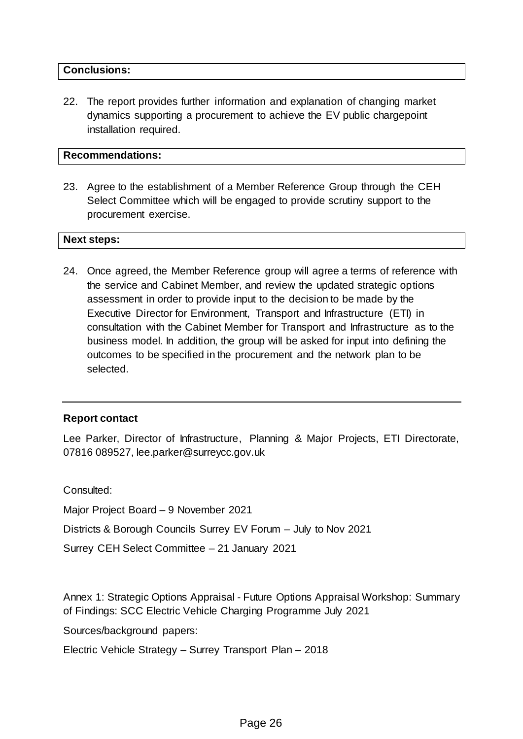**Conclusions:**

22. The report provides further information and explanation of changing market dynamics supporting a procurement to achieve the EV public chargepoint installation required.

**Recommendations:**

23. Agree to the establishment of a Member Reference Group through the CEH Select Committee which will be engaged to provide scrutiny support to the procurement exercise.

**Next steps:**

24. Once agreed, the Member Reference group will agree a terms of reference with the service and Cabinet Member, and review the updated strategic options assessment in order to provide input to the decision to be made by the Executive Director for Environment, Transport and Infrastructure (ETI) in consultation with the Cabinet Member for Transport and Infrastructure as to the business model. In addition, the group will be asked for input into defining the outcomes to be specified in the procurement and the network plan to be selected.

---

**Report contact**

Lee Parker, Director of Infrastructure, Planning & Major Projects, ETI Directorate, 07816 089527, lee.parker@surreycc.gov.uk

Consulted:

Major Project Board – 9 November 2021

Districts & Borough Councils Surrey EV Forum – July to Nov 2021

Surrey CEH Select Committee – 21 January 2021

Annex 1: Strategic Options Appraisal - Future Options Appraisal Workshop: Summary of Findings: SCC Electric Vehicle Charging Programme July 2021

Sources/background papers:

Electric Vehicle Strategy – Surrey Transport Plan – 2018